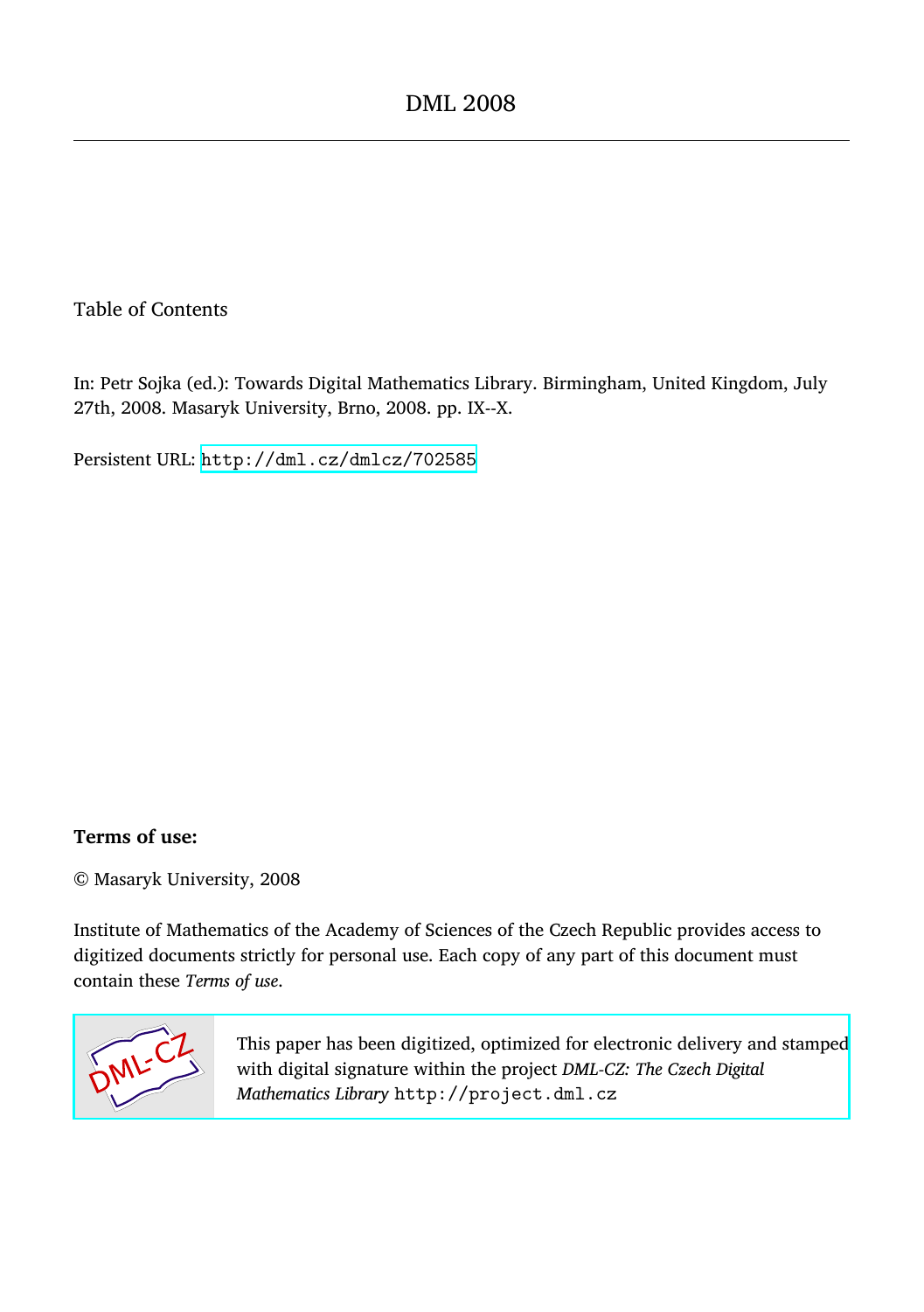# DML 2008

Table of Contents

In: Petr Sojka (ed.): Towards Digital Mathematics Library. Birmingham, United Kingdom, July 27th, 2008. Masaryk University, Brno, 2008. pp. IX--X.

Persistent URL: http://dml.cz/dmlcz/702585

**Terms of use:**

© Masaryk University, 2008

Institute of Mathematics of the Academy of Sciences of the Czech Republic provides access to digitized documents strictly for personal use. Each copy of any part of this document must contain these *Terms of use*.

This paper has been digitized, optimized for electronic delivery and stamped with digital signature within the project *DML-CZ: The Czech Digital Mathematics Library* http://project.dml.cz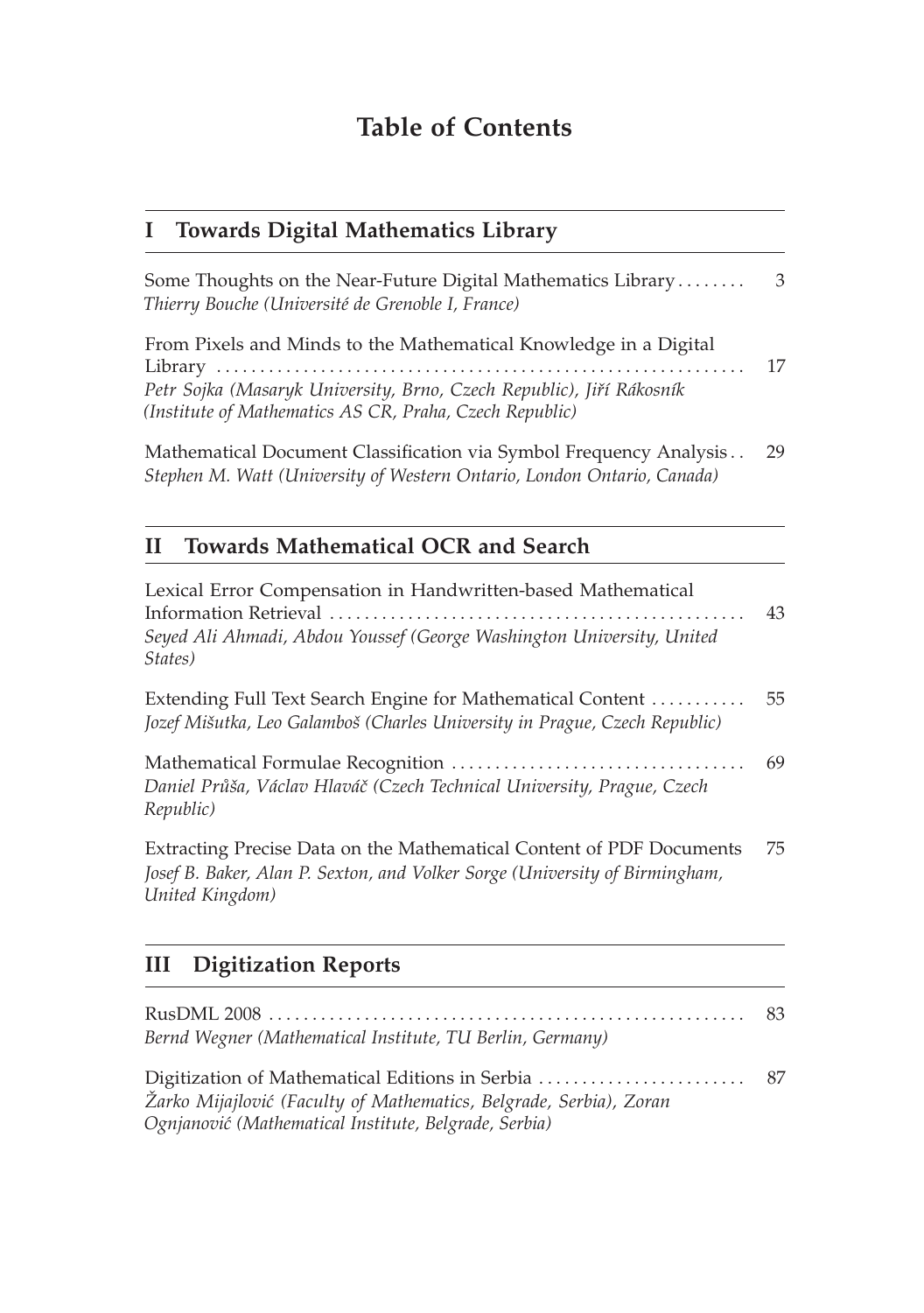# Table of Contents

## I Towards Digital Mathematics Library

Some Thoughts on the Near-Future Digital Mathematics Library . . . . . . . . 3
*Thierry Bouche (Université de Grenoble I, France)*

From Pixels and Minds to the Mathematical Knowledge in a Digital Library . . . . . . . . . . . . . . . . . . . . . . . . . . . . . . . . . . . . . . . . . . . . . . . . . . . . . . . . . . . . 17
*Petr Sojka (Masaryk University, Brno, Czech Republic), Jiří Rákosník (Institute of Mathematics AS CR, Praha, Czech Republic)*

Mathematical Document Classification via Symbol Frequency Analysis . . 29
*Stephen M. Watt (University of Western Ontario, London Ontario, Canada)*

## II Towards Mathematical OCR and Search

Lexical Error Compensation in Handwritten-based Mathematical Information Retrieval . . . . . . . . . . . . . . . . . . . . . . . . . . . . . . . . . . . . . . . . . . . . . . . . 43
*Seyed Ali Ahmadi, Abdou Youssef (George Washington University, United States)*

Extending Full Text Search Engine for Mathematical Content . . . . . . . . . . . 55
*Jozef Mišutka, Leo Galamboš (Charles University in Prague, Czech Republic)*

Mathematical Formulae Recognition . . . . . . . . . . . . . . . . . . . . . . . . . . . . . . . . . 69
*Daniel Průša, Václav Hlaváč (Czech Technical University, Prague, Czech Republic)*

Extracting Precise Data on the Mathematical Content of PDF Documents 75
*Josef B. Baker, Alan P. Sexton, and Volker Sorge (University of Birmingham, United Kingdom)*

## III Digitization Reports

RusDML 2008 . . . . . . . . . . . . . . . . . . . . . . . . . . . . . . . . . . . . . . . . . . . . . . . . . . . . . . 83
*Bernd Wegner (Mathematical Institute, TU Berlin, Germany)*

Digitization of Mathematical Editions in Serbia . . . . . . . . . . . . . . . . . . . . . . . 87
*Žarko Mijajlović (Faculty of Mathematics, Belgrade, Serbia), Zoran Ognjanović (Mathematical Institute, Belgrade, Serbia)*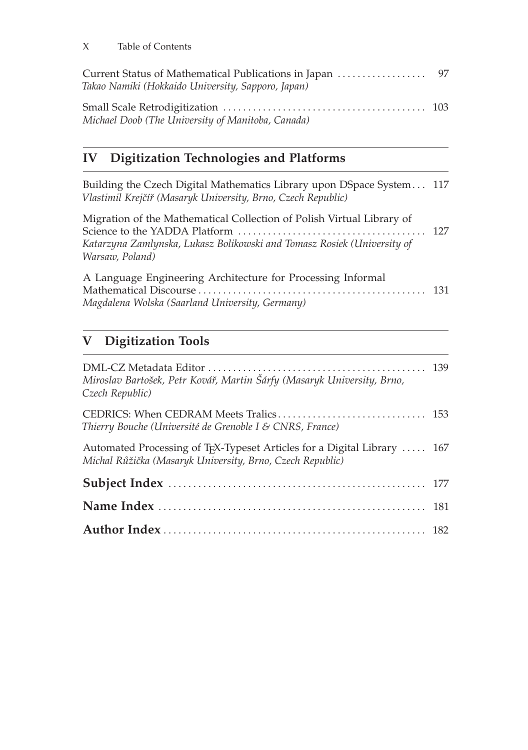Current Status of Mathematical Publications in Japan .................. 97
*Takao Namiki (Hokkaido University, Sapporo, Japan)*

Small Scale Retrodigitization ........................................ 103
*Michael Doob (The University of Manitoba, Canada)*

## IV Digitization Technologies and Platforms

Building the Czech Digital Mathematics Library upon DSpace System... 117
*Vlastimil Krejčíř (Masaryk University, Brno, Czech Republic)*

Migration of the Mathematical Collection of Polish Virtual Library of Science to the YADDA Platform ..................................... 127
*Katarzyna Zamlynska, Lukasz Bolikowski and Tomasz Rosiek (University of Warsaw, Poland)*

A Language Engineering Architecture for Processing Informal Mathematical Discourse ............................................. 131
*Magdalena Wolska (Saarland University, Germany)*

## V Digitization Tools

DML-CZ Metadata Editor ............................................ 139
*Miroslav Bartošek, Petr Kovář, Martin Šárfy (Masaryk University, Brno, Czech Republic)*

CEDRICS: When CEDRAM Meets Tralics............................. 153
*Thierry Bouche (Université de Grenoble I & CNRS, France)*

Automated Processing of TEX-Typeset Articles for a Digital Library ..... 167
*Michal Růžička (Masaryk University, Brno, Czech Republic)*

**Subject Index** .................................................... 177

**Name Index** ...................................................... 181

**Author Index** ..................................................... 182